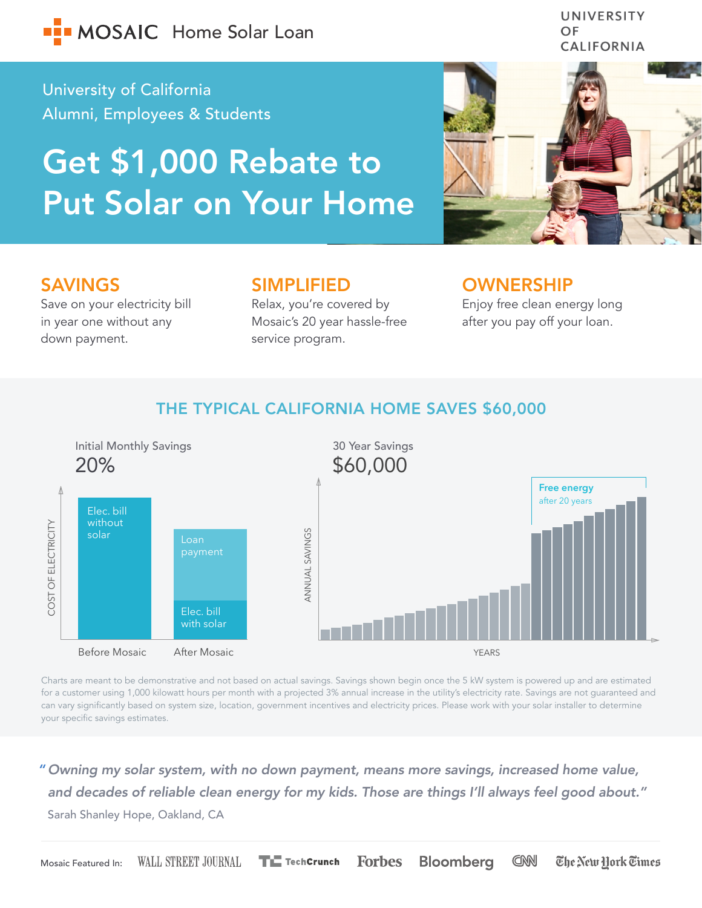# MOSAIC Home Solar Loan

UNIVERSITY OF CALIFORNIA

University of California
Alumni, Employees & Students

# Get $1,000 Rebate to Put Solar on Your Home

## SAVINGS

Save on your electricity bill in year one without any down payment.

## SIMPLIFIED

Relax, you're covered by Mosaic's 20 year hassle-free service program.

## OWNERSHIP

Enjoy free clean energy long after you pay off your loan.

## THE TYPICAL CALIFORNIA HOME SAVES $60,000

Initial Monthly Savings
20%

COST OF ELECTRICITY

Elec. bill without solar

Loan payment

Elec. bill with solar

Before Mosaic | After Mosaic

30 Year Savings
$60,000

ANNUAL SAVINGS

Free energy after 20 years

YEARS

Charts are meant to be demonstrative and not based on actual savings. Savings shown begin once the 5 kW system is powered up and are estimated for a customer using 1,000 kilowatt hours per month with a projected 3% annual increase in the utility's electricity rate. Savings are not guaranteed and can vary significantly based on system size, location, government incentives and electricity prices. Please work with your solar installer to determine your specific savings estimates.

> *"Owning my solar system, with no down payment, means more savings, increased home value, and decades of reliable clean energy for my kids. Those are things I'll always feel good about."*
>
> Sarah Shanley Hope, Oakland, CA

Mosaic Featured In: Wall Street Journal, TechCrunch, Forbes, Bloomberg, CNN, The New York Times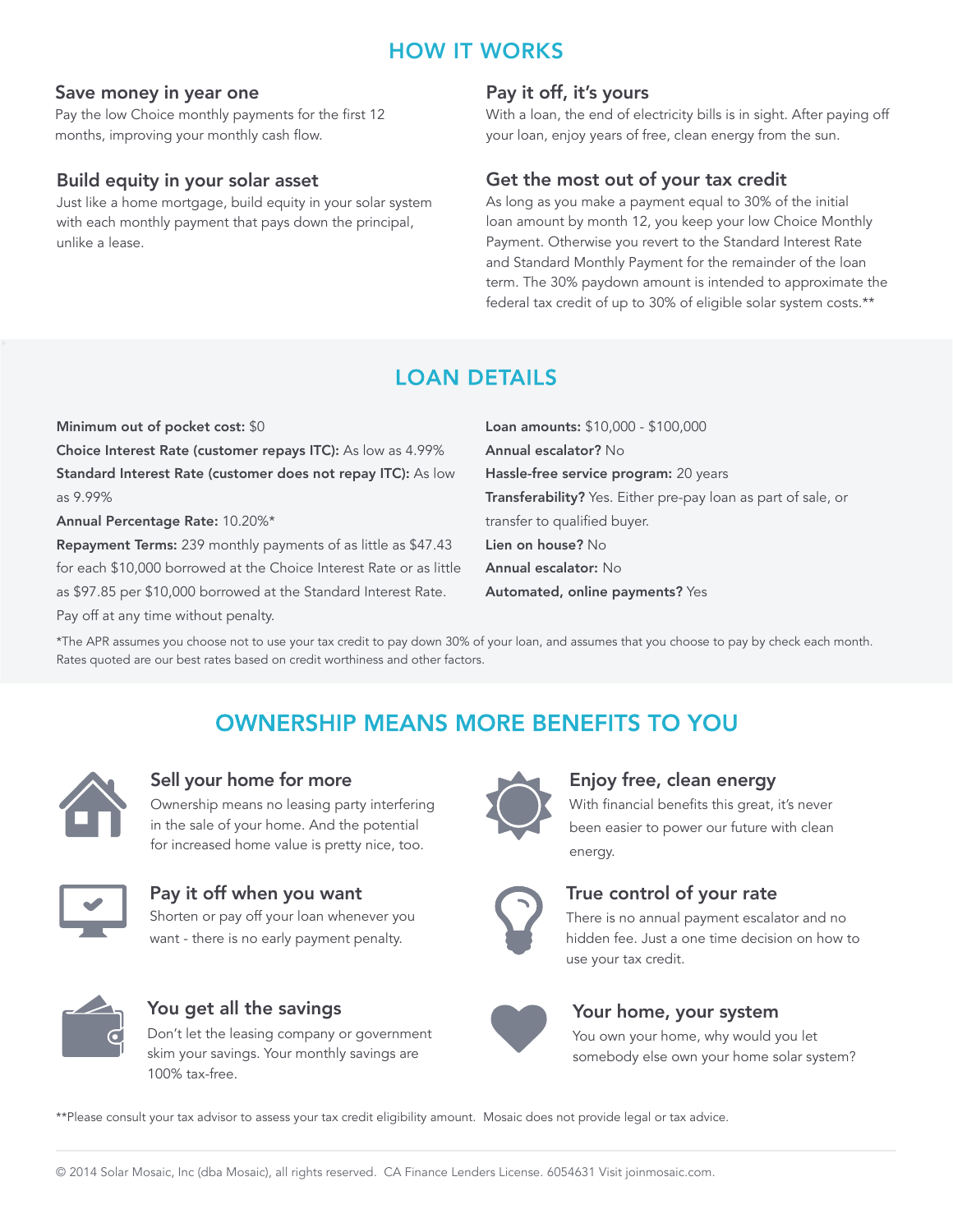## HOW IT WORKS

### Save money in year one

Pay the low Choice monthly payments for the first 12 months, improving your monthly cash flow.

### Build equity in your solar asset

Just like a home mortgage, build equity in your solar system with each monthly payment that pays down the principal, unlike a lease.

### Pay it off, it's yours

With a loan, the end of electricity bills is in sight. After paying off your loan, enjoy years of free, clean energy from the sun.

### Get the most out of your tax credit

As long as you make a payment equal to 30% of the initial loan amount by month 12, you keep your low Choice Monthly Payment. Otherwise you revert to the Standard Interest Rate and Standard Monthly Payment for the remainder of the loan term. The 30% paydown amount is intended to approximate the federal tax credit of up to 30% of eligible solar system costs.**

## LOAN DETAILS

**Minimum out of pocket cost:** $0

**Choice Interest Rate (customer repays ITC):** As low as 4.99%

**Standard Interest Rate (customer does not repay ITC):** As low as 9.99%

**Annual Percentage Rate:** 10.20%*

**Repayment Terms:** 239 monthly payments of as little as $47.43 for each $10,000 borrowed at the Choice Interest Rate or as little as $97.85 per $10,000 borrowed at the Standard Interest Rate. Pay off at any time without penalty.

**Loan amounts:** $10,000 - $100,000

**Annual escalator?** No

**Hassle-free service program:** 20 years

**Transferability?** Yes. Either pre-pay loan as part of sale, or transfer to qualified buyer.

**Lien on house?** No

**Annual escalator:** No

**Automated, online payments?** Yes

*The APR assumes you choose not to use your tax credit to pay down 30% of your loan, and assumes that you choose to pay by check each month. Rates quoted are our best rates based on credit worthiness and other factors.

## OWNERSHIP MEANS MORE BENEFITS TO YOU

### Sell your home for more

Ownership means no leasing party interfering in the sale of your home. And the potential for increased home value is pretty nice, too.

### Pay it off when you want

Shorten or pay off your loan whenever you want - there is no early payment penalty.

### You get all the savings

Don't let the leasing company or government skim your savings. Your monthly savings are 100% tax-free.

### Enjoy free, clean energy

With financial benefits this great, it's never been easier to power our future with clean energy.

### True control of your rate

There is no annual payment escalator and no hidden fee. Just a one time decision on how to use your tax credit.

### Your home, your system

You own your home, why would you let somebody else own your home solar system?

**Please consult your tax advisor to assess your tax credit eligibility amount. Mosaic does not provide legal or tax advice.

© 2014 Solar Mosaic, Inc (dba Mosaic), all rights reserved. CA Finance Lenders License. 6054631 Visit joinmosaic.com.